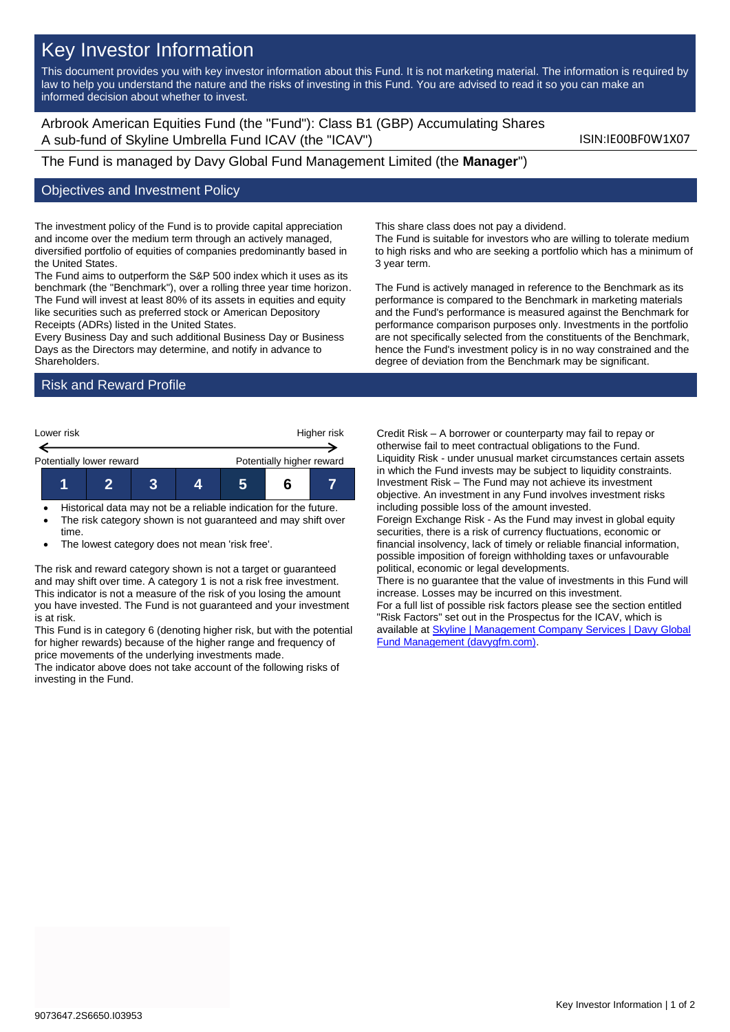# Key Investor Information

This document provides you with key investor information about this Fund. It is not marketing material. The information is required by law to help you understand the nature and the risks of investing in this Fund. You are advised to read it so you can make an informed decision about whether to invest.

Arbrook American Equities Fund (the "Fund"): Class B1 (GBP) Accumulating Shares
A sub-fund of Skyline Umbrella Fund ICAV (the "ICAV")

ISIN:IE00BF0W1X07

The Fund is managed by Davy Global Fund Management Limited (the **Manager**")

## Objectives and Investment Policy

The investment policy of the Fund is to provide capital appreciation and income over the medium term through an actively managed, diversified portfolio of equities of companies predominantly based in the United States.
The Fund aims to outperform the S&P 500 index which it uses as its benchmark (the "Benchmark"), over a rolling three year time horizon.
The Fund will invest at least 80% of its assets in equities and equity like securities such as preferred stock or American Depository Receipts (ADRs) listed in the United States.
Every Business Day and such additional Business Day or Business Days as the Directors may determine, and notify in advance to Shareholders.

This share class does not pay a dividend.
The Fund is suitable for investors who are willing to tolerate medium to high risks and who are seeking a portfolio which has a minimum of 3 year term.

The Fund is actively managed in reference to the Benchmark as its performance is compared to the Benchmark in marketing materials and the Fund's performance is measured against the Benchmark for performance comparison purposes only. Investments in the portfolio are not specifically selected from the constituents of the Benchmark, hence the Fund's investment policy is in no way constrained and the degree of deviation from the Benchmark may be significant.

## Risk and Reward Profile

Lower risk — Higher risk

Potentially lower reward — Potentially higher reward

| 1 | 2 | 3 | 4 | 5 | 6 | 7 |
|---|---|---|---|---|---|---|

- Historical data may not be a reliable indication for the future.
- The risk category shown is not guaranteed and may shift over time.
- The lowest category does not mean 'risk free'.

The risk and reward category shown is not a target or guaranteed and may shift over time. A category 1 is not a risk free investment. This indicator is not a measure of the risk of you losing the amount you have invested. The Fund is not guaranteed and your investment is at risk.
This Fund is in category 6 (denoting higher risk, but with the potential for higher rewards) because of the higher range and frequency of price movements of the underlying investments made.
The indicator above does not take account of the following risks of investing in the Fund.

Credit Risk – A borrower or counterparty may fail to repay or otherwise fail to meet contractual obligations to the Fund.
Liquidity Risk - under unusual market circumstances certain assets in which the Fund invests may be subject to liquidity constraints.
Investment Risk – The Fund may not achieve its investment objective. An investment in any Fund involves investment risks including possible loss of the amount invested.
Foreign Exchange Risk - As the Fund may invest in global equity securities, there is a risk of currency fluctuations, economic or financial insolvency, lack of timely or reliable financial information, possible imposition of foreign withholding taxes or unfavourable political, economic or legal developments.
There is no guarantee that the value of investments in this Fund will increase. Losses may be incurred on this investment.
For a full list of possible risk factors please see the section entitled "Risk Factors" set out in the Prospectus for the ICAV, which is available at Skyline | Management Company Services | Davy Global Fund Management (davygfm.com).

9073647.2S6650.I03953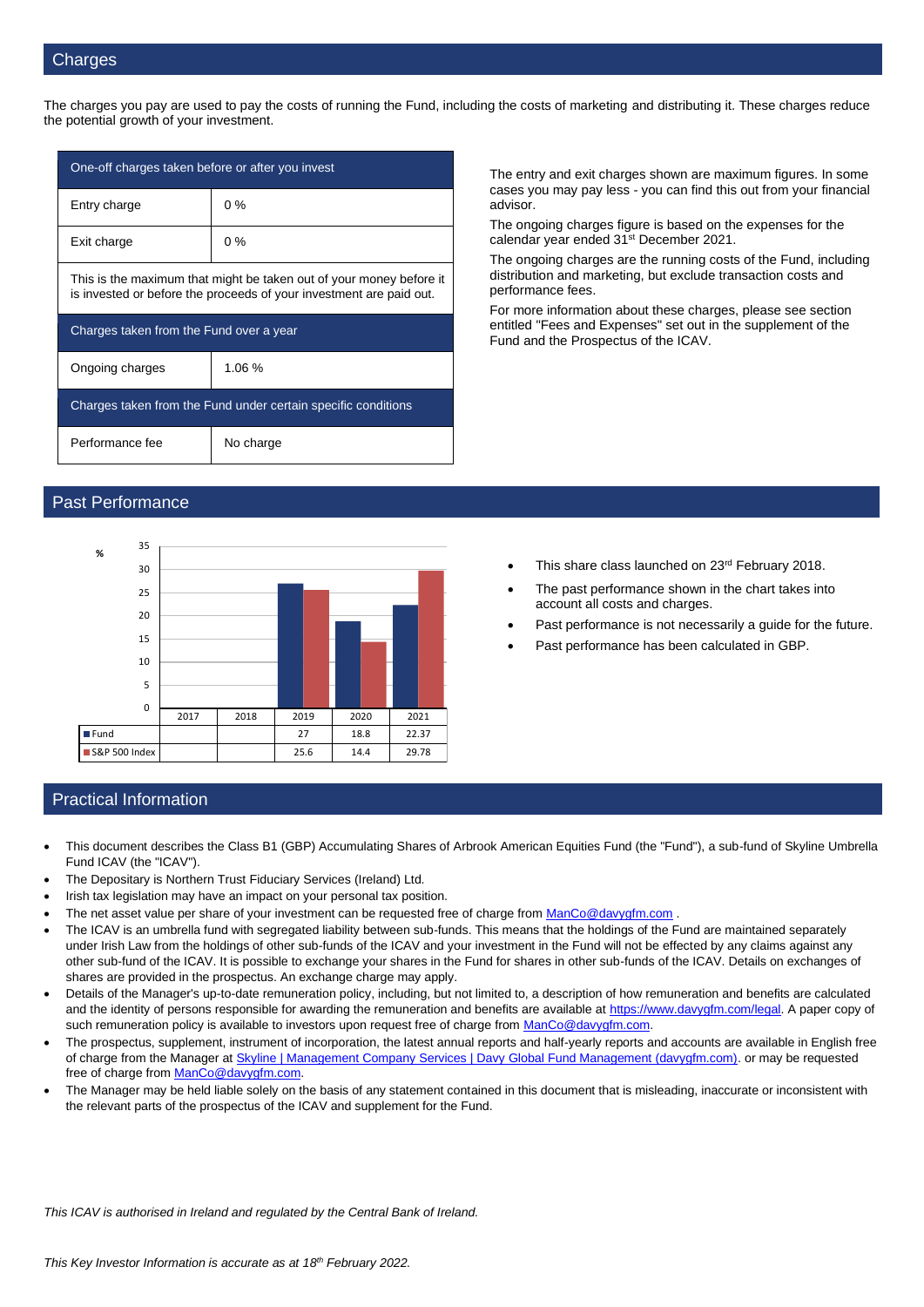## Charges

The charges you pay are used to pay the costs of running the Fund, including the costs of marketing and distributing it. These charges reduce the potential growth of your investment.

| One-off charges taken before or after you invest | |
|---|---|
| Entry charge | 0 % |
| Exit charge | 0 % |
| This is the maximum that might be taken out of your money before it is invested or before the proceeds of your investment are paid out. | |
| **Charges taken from the Fund over a year** | |
| Ongoing charges | 1.06 % |
| **Charges taken from the Fund under certain specific conditions** | |
| Performance fee | No charge |

The entry and exit charges shown are maximum figures. In some cases you may pay less - you can find this out from your financial advisor.

The ongoing charges figure is based on the expenses for the calendar year ended 31st December 2021.

The ongoing charges are the running costs of the Fund, including distribution and marketing, but exclude transaction costs and performance fees.

For more information about these charges, please see section entitled "Fees and Expenses" set out in the supplement of the Fund and the Prospectus of the ICAV.

## Past Performance

%

35
30
25
20
15
10
5
0

| | 2017 | 2018 | 2019 | 2020 | 2021 |
|---|---|---|---|---|---|
| Fund | | | 27 | 18.8 | 22.37 |
| S&P 500 Index | | | 25.6 | 14.4 | 29.78 |

- This share class launched on 23rd February 2018.
- The past performance shown in the chart takes into account all costs and charges.
- Past performance is not necessarily a guide for the future.
- Past performance has been calculated in GBP.

## Practical Information

- This document describes the Class B1 (GBP) Accumulating Shares of Arbrook American Equities Fund (the "Fund"), a sub-fund of Skyline Umbrella Fund ICAV (the "ICAV").
- The Depositary is Northern Trust Fiduciary Services (Ireland) Ltd.
- Irish tax legislation may have an impact on your personal tax position.
- The net asset value per share of your investment can be requested free of charge from ManCo@davygfm.com .
- The ICAV is an umbrella fund with segregated liability between sub-funds. This means that the holdings of the Fund are maintained separately under Irish Law from the holdings of other sub-funds of the ICAV and your investment in the Fund will not be effected by any claims against any other sub-fund of the ICAV. It is possible to exchange your shares in the Fund for shares in other sub-funds of the ICAV. Details on exchanges of shares are provided in the prospectus. An exchange charge may apply.
- Details of the Manager's up-to-date remuneration policy, including, but not limited to, a description of how remuneration and benefits are calculated and the identity of persons responsible for awarding the remuneration and benefits are available at https://www.davygfm.com/legal. A paper copy of such remuneration policy is available to investors upon request free of charge from ManCo@davygfm.com.
- The prospectus, supplement, instrument of incorporation, the latest annual reports and half-yearly reports and accounts are available in English free of charge from the Manager at Skyline | Management Company Services | Davy Global Fund Management (davygfm.com). or may be requested free of charge from ManCo@davygfm.com.
- The Manager may be held liable solely on the basis of any statement contained in this document that is misleading, inaccurate or inconsistent with the relevant parts of the prospectus of the ICAV and supplement for the Fund.

*This ICAV is authorised in Ireland and regulated by the Central Bank of Ireland.*

*This Key Investor Information is accurate as at 18th February 2022.*